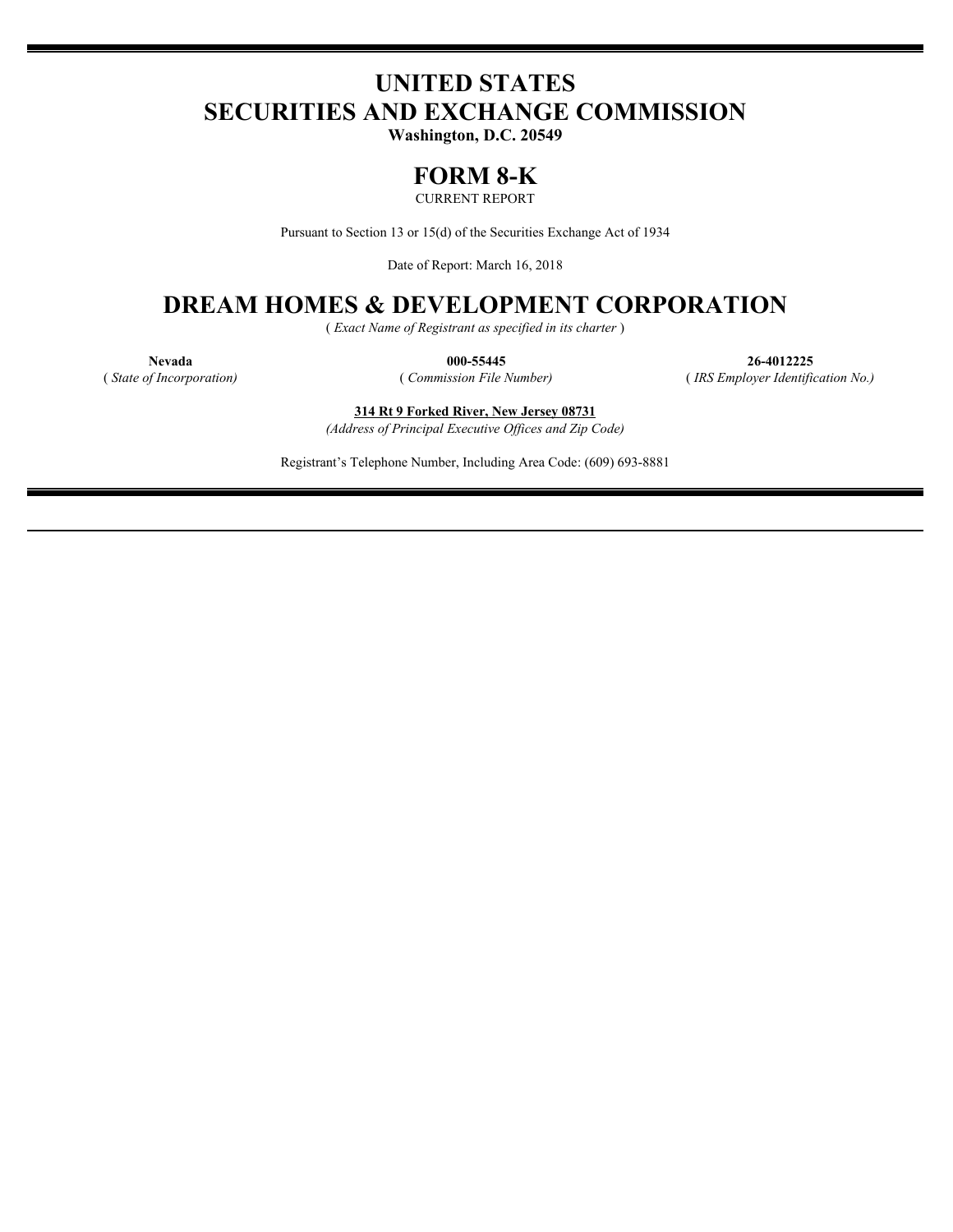# UNITED STATES
# SECURITIES AND EXCHANGE COMMISSION

**Washington, D.C. 20549**

# FORM 8-K

CURRENT REPORT

Pursuant to Section 13 or 15(d) of the Securities Exchange Act of 1934

Date of Report: March 16, 2018

# DREAM HOMES & DEVELOPMENT CORPORATION

( *Exact Name of Registrant as specified in its charter* )

| **Nevada** | **000-55445** | **26-4012225** |
|---|---|---|
| ( *State of Incorporation)* | ( *Commission File Number)* | ( *IRS Employer Identification No.)* |

**314 Rt 9 Forked River, New Jersey 08731**

*(Address of Principal Executive Offices and Zip Code)*

Registrant's Telephone Number, Including Area Code: (609) 693-8881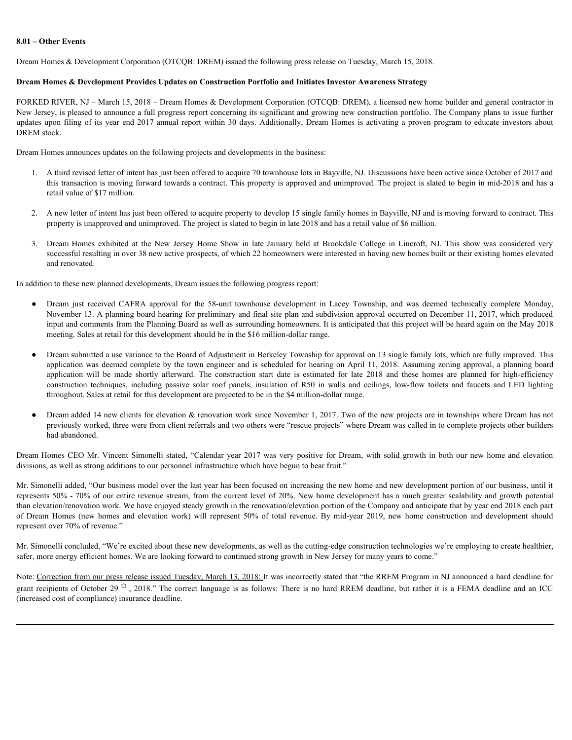**8.01 – Other Events**

Dream Homes & Development Corporation (OTCQB: DREM) issued the following press release on Tuesday, March 15, 2018.

**Dream Homes & Development Provides Updates on Construction Portfolio and Initiates Investor Awareness Strategy**

FORKED RIVER, NJ – March 15, 2018 – Dream Homes & Development Corporation (OTCQB: DREM), a licensed new home builder and general contractor in New Jersey, is pleased to announce a full progress report concerning its significant and growing new construction portfolio. The Company plans to issue further updates upon filing of its year end 2017 annual report within 30 days. Additionally, Dream Homes is activating a proven program to educate investors about DREM stock.

Dream Homes announces updates on the following projects and developments in the business:

1. A third revised letter of intent has just been offered to acquire 70 townhouse lots in Bayville, NJ. Discussions have been active since October of 2017 and this transaction is moving forward towards a contract. This property is approved and unimproved. The project is slated to begin in mid-2018 and has a retail value of $17 million.

2. A new letter of intent has just been offered to acquire property to develop 15 single family homes in Bayville, NJ and is moving forward to contract. This property is unapproved and unimproved. The project is slated to begin in late 2018 and has a retail value of $6 million.

3. Dream Homes exhibited at the New Jersey Home Show in late January held at Brookdale College in Lincroft, NJ. This show was considered very successful resulting in over 38 new active prospects, of which 22 homeowners were interested in having new homes built or their existing homes elevated and renovated.

In addition to these new planned developments, Dream issues the following progress report:

- Dream just received CAFRA approval for the 58-unit townhouse development in Lacey Township, and was deemed technically complete Monday, November 13. A planning board hearing for preliminary and final site plan and subdivision approval occurred on December 11, 2017, which produced input and comments from the Planning Board as well as surrounding homeowners. It is anticipated that this project will be heard again on the May 2018 meeting. Sales at retail for this development should be in the $16 million-dollar range.

- Dream submitted a use variance to the Board of Adjustment in Berkeley Township for approval on 13 single family lots, which are fully improved. This application was deemed complete by the town engineer and is scheduled for hearing on April 11, 2018. Assuming zoning approval, a planning board application will be made shortly afterward. The construction start date is estimated for late 2018 and these homes are planned for high-efficiency construction techniques, including passive solar roof panels, insulation of R50 in walls and ceilings, low-flow toilets and faucets and LED lighting throughout. Sales at retail for this development are projected to be in the $4 million-dollar range.

- Dream added 14 new clients for elevation & renovation work since November 1, 2017. Two of the new projects are in townships where Dream has not previously worked, three were from client referrals and two others were "rescue projects" where Dream was called in to complete projects other builders had abandoned.

Dream Homes CEO Mr. Vincent Simonelli stated, "Calendar year 2017 was very positive for Dream, with solid growth in both our new home and elevation divisions, as well as strong additions to our personnel infrastructure which have begun to bear fruit."

Mr. Simonelli added, "Our business model over the last year has been focused on increasing the new home and new development portion of our business, until it represents 50% - 70% of our entire revenue stream, from the current level of 20%. New home development has a much greater scalability and growth potential than elevation/renovation work. We have enjoyed steady growth in the renovation/elevation portion of the Company and anticipate that by year end 2018 each part of Dream Homes (new homes and elevation work) will represent 50% of total revenue. By mid-year 2019, new home construction and development should represent over 70% of revenue."

Mr. Simonelli concluded, "We're excited about these new developments, as well as the cutting-edge construction technologies we're employing to create healthier, safer, more energy efficient homes. We are looking forward to continued strong growth in New Jersey for many years to come."

Note: Correction from our press release issued Tuesday, March 13, 2018: It was incorrectly stated that "the RREM Program in NJ announced a hard deadline for grant recipients of October 29th, 2018." The correct language is as follows: There is no hard RREM deadline, but rather it is a FEMA deadline and an ICC (increased cost of compliance) insurance deadline.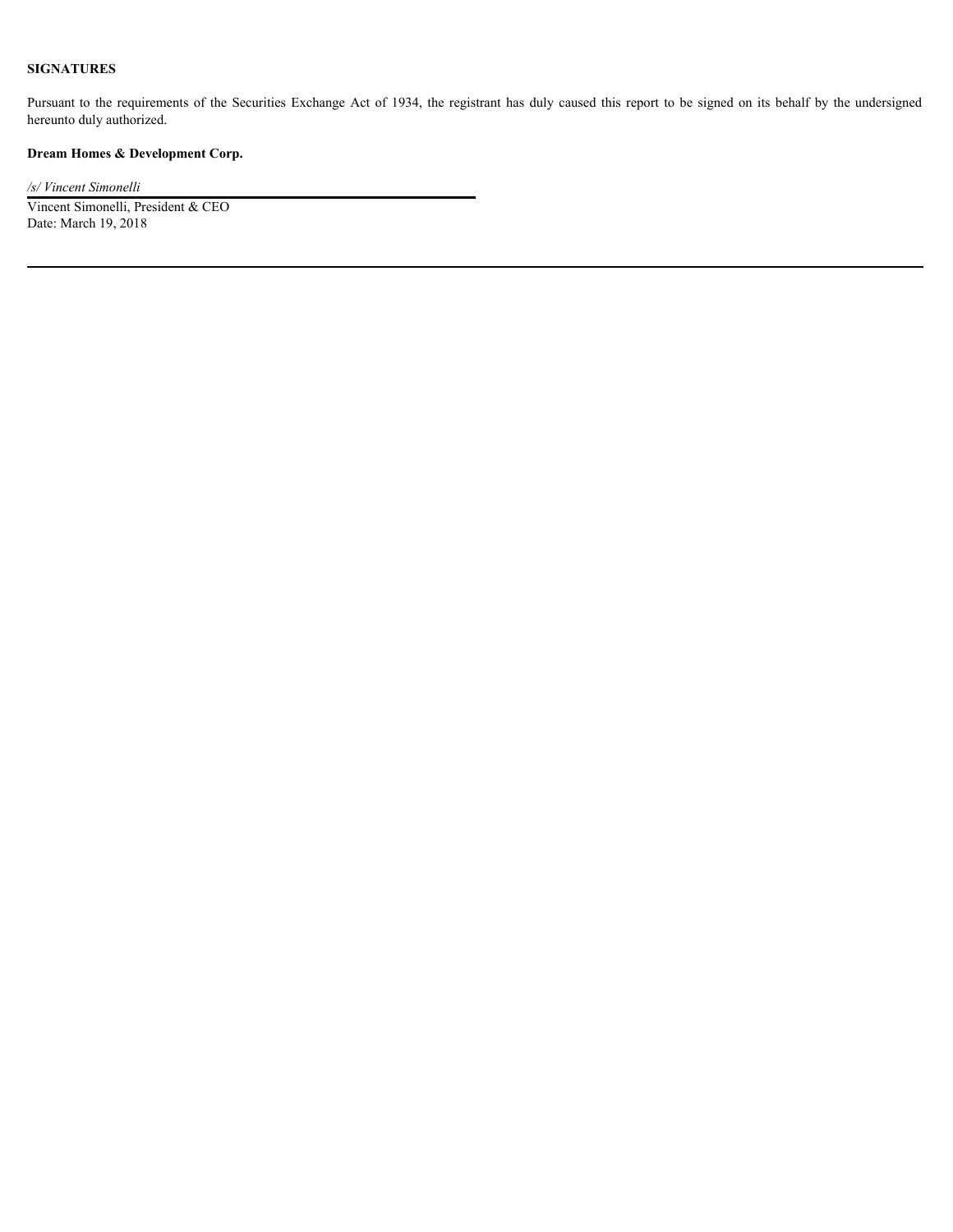**SIGNATURES**

Pursuant to the requirements of the Securities Exchange Act of 1934, the registrant has duly caused this report to be signed on its behalf by the undersigned hereunto duly authorized.

**Dream Homes & Development Corp.**

*/s/ Vincent Simonelli*

Vincent Simonelli, President & CEO

Date: March 19, 2018